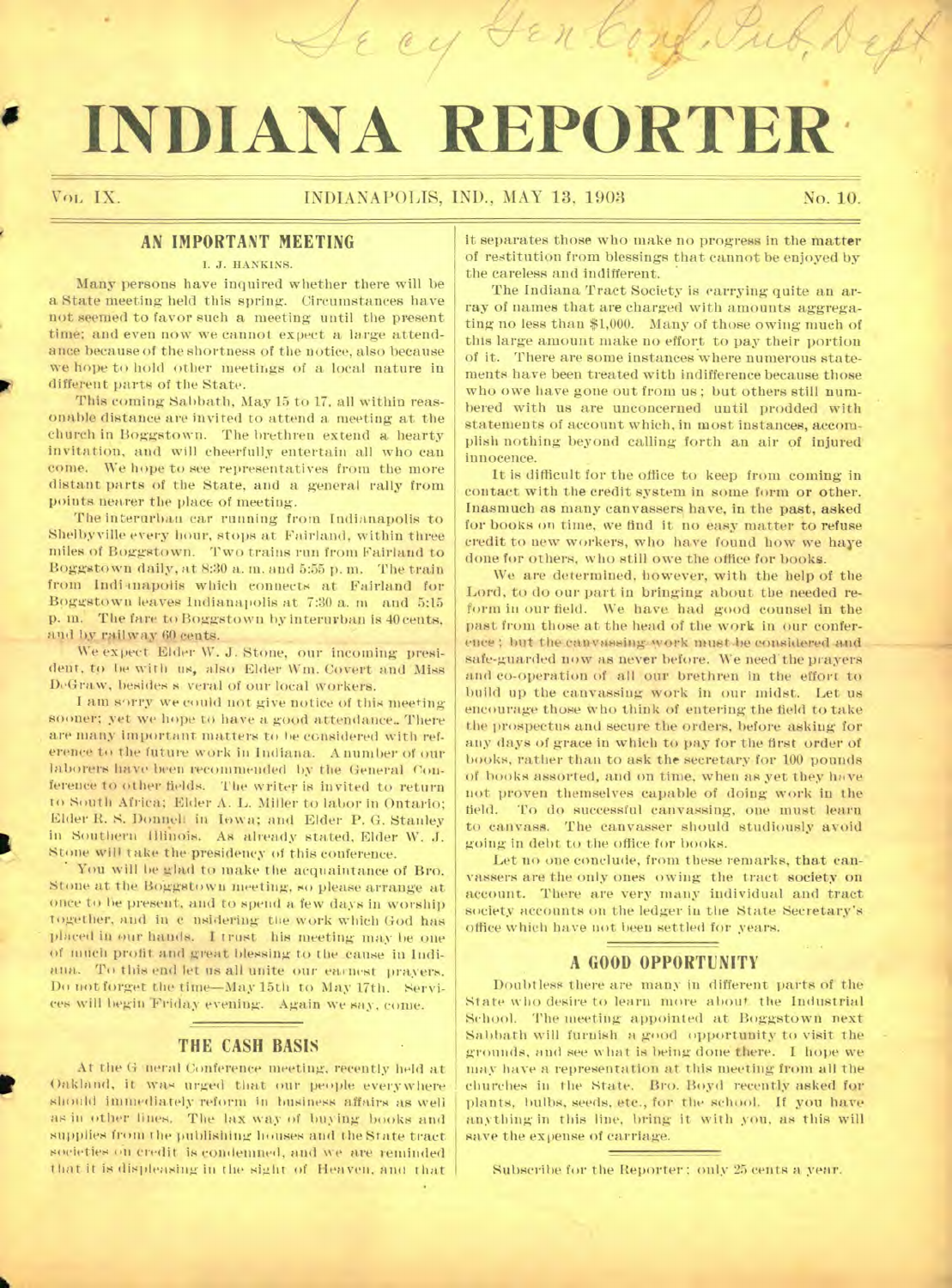Sec'y Gen Conf. Pub. Dept.

# INDIANA REPORTER

VOL. IX. INDIANAPOLIS, IND., MAY 13, 1903 No. 10.

## AN IMPORTANT MEETING

I. J. HANKINS.

Many persons have inquired whether there will be a State meeting held this spring. Circumstances have not seemed to favor such a meeting until the present time; and even now we cannot expect a large attendance because of the shortness of the notice, also because we hope to hold other meetings of a local nature in different parts of the State.

This coming Sabbath, May 15 to 17, all within reasonable distance are invited to attend a meeting at the church in Boggstown. The brethren extend a hearty invitation, and will cheerfully entertain all who can come. We hope to see representatives from the more distant parts of the State, and a general rally from points nearer the place of meeting.

The interurban car running from Indianapolis to Shelbyville every hour, stops at Fairland, within three miles of Boggstown. Two trains run from Fairland to Boggstown daily, at 8:30 a. m. and 5:55 p. m. The train from Indianapolis which connects at Fairland for Boggstown leaves Indianapolis at 7:30 a. m and 5:15 p. m. The fare to Boggstown by interurban is 40 cents, and by railway 60 cents.

We expect Elder W. J. Stone, our incoming president, to be with us, also Elder Wm. Covert and Miss DeGraw, besides several of our local workers.

I am sorry we could not give notice of this meeting sooner; yet we hope to have a good attendance. There are many important matters to be considered with reference to the future work in Indiana. A number of our laborers have been recommended by the General Conference to other fields. The writer is invited to return to South Africa; Elder A. L. Miller to labor in Ontario; Elder R. S. Donnell in Iowa; and Elder P. G. Stanley in Southern Illinois. As already stated, Elder W. J. Stone will take the presidency of this conference.

You will be glad to make the acquaintance of Bro. Stone at the Boggstown meeting, so please arrange at once to be present, and to spend a few days in worship together, and in considering the work which God has placed in our hands. I trust this meeting may be one of much profit and great blessing to the cause in Indiana. To this end let us all unite our earnest prayers. Do not forget the time—May 15th to May 17th. Services will begin Friday evening. Again we say, come.

## THE CASH BASIS

At the General Conference meeting, recently held at Oakland, it was urged that our people everywhere should immediately reform in business affairs as well as in other lines. The lax way of buying books and supplies from the publishing houses and the State tract societies on credit is condemned, and we are reminded that it is displeasing in the sight of Heaven, and that it separates those who make no progress in the matter of restitution from blessings that cannot be enjoyed by the careless and indifferent.

The Indiana Tract Society is carrying quite an array of names that are charged with amounts aggregating no less than $1,000. Many of those owing much of this large amount make no effort to pay their portion of it. There are some instances where numerous statements have been treated with indifference because those who owe have gone out from us; but others still numbered with us are unconcerned until prodded with statements of account which, in most instances, accomplish nothing beyond calling forth an air of injured innocence.

It is difficult for the office to keep from coming in contact with the credit system in some form or other. Inasmuch as many canvassers have, in the past, asked for books on time, we find it no easy matter to refuse credit to new workers, who have found how we have done for others, who still owe the office for books.

We are determined, however, with the help of the Lord, to do our part in bringing about the needed reform in our field. We have had good counsel in the past from those at the head of the work in our conference; but the canvassing work must be considered and safe-guarded now as never before. We need the prayers and co-operation of all our brethren in the effort to build up the canvassing work in our midst. Let us encourage those who think of entering the field to take the prospectus and secure the orders, before asking for any days of grace in which to pay for the first order of books, rather than to ask the secretary for 100 pounds of books assorted, and on time, when as yet they have not proven themselves capable of doing work in the field. To do successful canvassing, one must learn to canvass. The canvasser should studiously avoid going in debt to the office for books.

Let no one conclude, from these remarks, that canvassers are the only ones owing the tract society on account. There are very many individual and tract society accounts on the ledger in the State Secretary's office which have not been settled for years.

## A GOOD OPPORTUNITY

Doubtless there are many in different parts of the State who desire to learn more about the Industrial School. The meeting appointed at Boggstown next Sabbath will furnish a good opportunity to visit the grounds, and see what is being done there. I hope we may have a representation at this meeting from all the churches in the State. Bro. Boyd recently asked for plants, bulbs, seeds, etc., for the school. If you have anything in this line, bring it with you, as this will save the expense of carriage.

Subscribe for the Reporter; only 25 cents a year.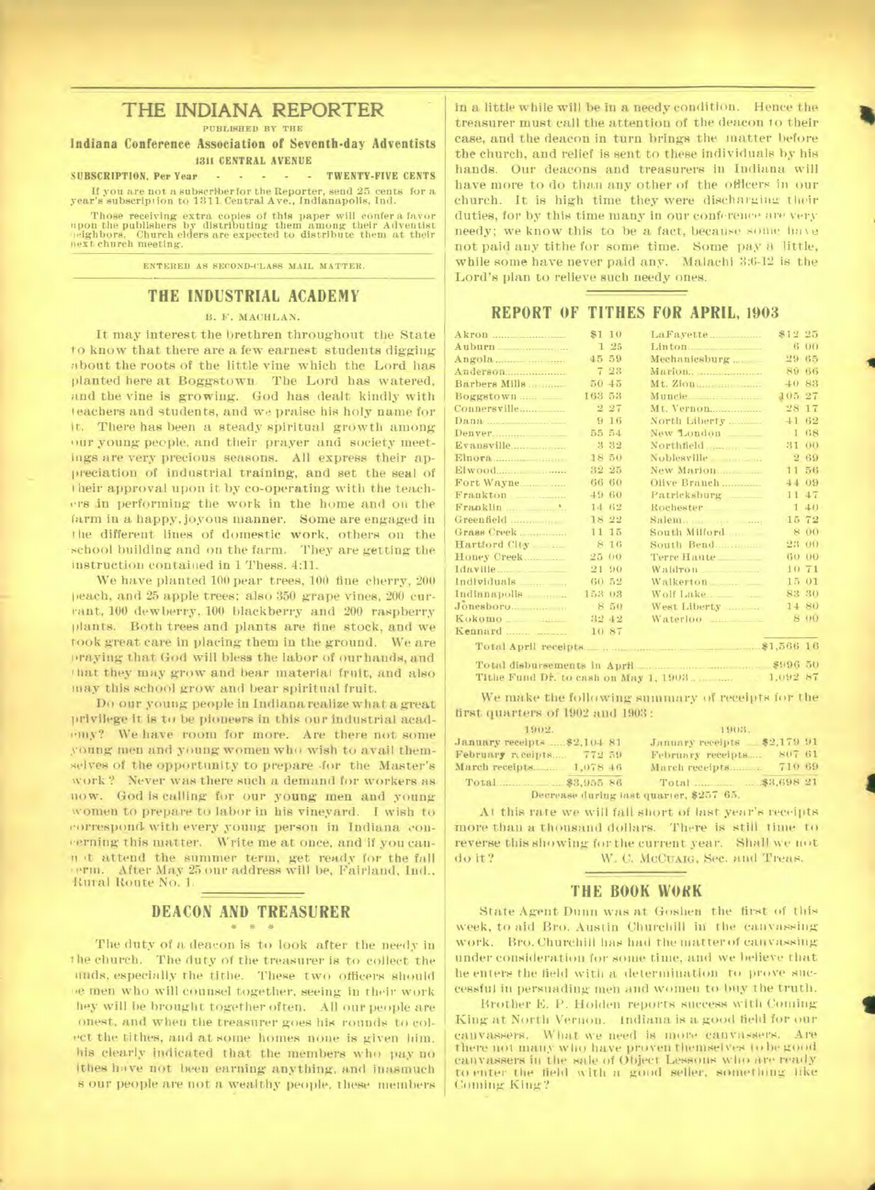# THE INDIANA REPORTER

PUBLISHED BY THE

**Indiana Conference Association of Seventh-day Adventists**

**1311 CENTRAL AVENUE**

**SUBSCRIPTION, Per Year - - - - - TWENTY-FIVE CENTS**

If you are not a subscriber for the Reporter, send 25 cents for a year's subscription to 1311 Central Ave., Indianapolis, Ind.

Those receiving extra copies of this paper will confer a favor upon the publishers by distributing them among their Adventist neighbors. Church elders are expected to distribute them at their next church meeting.

ENTERED AS SECOND-CLASS MAIL MATTER.

## THE INDUSTRIAL ACADEMY

B. F. MACHLAN.

It may interest the brethren throughout the State to know that there are a few earnest students digging about the roots of the little vine which the Lord has planted here at Boggstown. The Lord has watered, and the vine is growing. God has dealt kindly with teachers and students, and we praise his holy name for it. There has been a steady spiritual growth among our young people, and their prayer and society meetings are very precious seasons. All express their appreciation of industrial training, and set the seal of their approval upon it by co-operating with the teachers in performing the work in the home and on the farm in a happy, joyous manner. Some are engaged in the different lines of domestic work, others on the school building and on the farm. They are getting the instruction contained in 1 Thess. 4:11.

We have planted 100 pear trees, 100 fine cherry, 200 peach, and 25 apple trees; also 350 grape vines, 200 currant, 100 dewberry, 100 blackberry and 200 raspberry plants. Both trees and plants are fine stock, and we took great care in placing them in the ground. We are praying that God will bless the labor of our hands, and that they may grow and bear material fruit, and also may this school grow and bear spiritual fruit.

Do our young people in Indiana realize what a great privilege it is to be pioneers in this our industrial academy? We have room for more. Are there not some young men and young women who wish to avail themselves of the opportunity to prepare for the Master's work? Never was there such a demand for workers as now. God is calling for our young men and young women to prepare to labor in his vineyard. I wish to correspond with every young person in Indiana concerning this matter. Write me at once, and if you cannot attend the summer term, get ready for the fall term. After May 25 our address will be, Fairland, Ind., Rural Route No. 1.

## DEACON AND TREASURER

\* \* \*

The duty of a deacon is to look after the needy in the church. The duty of the treasurer is to collect the funds, especially the tithe. These two officers should be men who will counsel together, seeing in their work they will be brought together often. All our people are honest, and when the treasurer goes his rounds to collect the tithes, and at some homes none is given him, this clearly indicated that the members who pay no tithes have not been earning anything, and inasmuch as our people are not a wealthy people, these members in a little while will be in a needy condition. Hence the treasurer must call the attention of the deacon to their case, and the deacon in turn brings the matter before the church, and relief is sent to these individuals by his hands. Our deacons and treasurers in Indiana will have more to do than any other of the officers in our church. It is high time they were discharging their duties, for by this time many in our conference are very needy; we know this to be a fact, because some have not paid any tithe for some time. Some pay a little, while some have never paid any. Malachi 3:6-12 is the Lord's plan to relieve such needy ones.

## REPORT OF TITHES FOR APRIL, 1903

| | | | |
|---|---|---|---|
| Akron | $1 10 | LaFayette | $12 25 |
| Auburn | 1 25 | Linton | 6 00 |
| Angola | 45 59 | Mechanicsburg | 29 65 |
| Anderson | 7 23 | Marion | 89 66 |
| Barbers Mills | 50 45 | Mt. Zion | 40 83 |
| Boggstown | 163 53 | Muncie | 105 27 |
| Connersville | 2 27 | Mt. Vernon | 28 17 |
| Dana | 9 16 | North Liberty | 41 62 |
| Denver | 55 54 | New London | 1 68 |
| Evansville | 3 32 | Northfield | 31 00 |
| Elnora | 18 50 | Noblesville | 2 69 |
| Elwood | 32 25 | New Marion | 11 56 |
| Fort Wayne | 66 60 | Olive Branch | 44 09 |
| Frankton | 49 60 | Patricksburg | 11 47 |
| Franklin | 14 62 | Rochester | 1 40 |
| Greenfield | 18 22 | Salem | 15 72 |
| Grass Creek | 11 15 | South Milford | 8 00 |
| Hartford City | 8 16 | South Bend | 23 00 |
| Honey Creek | 25 00 | Terre Haute | 60 00 |
| Idaville | 21 90 | Waldron | 10 71 |
| Individuals | 60 52 | Walkerton | 15 01 |
| Indianapolis | 153 03 | Wolf Lake | 83 30 |
| Jonesboro | 8 50 | West Liberty | 14 80 |
| Kokomo | 32 42 | Waterloo | 8 00 |
| Kennard | 10 87 | | |

Total April receipts ........ $1,566 16

Total disbursements in April ........ $996 50

Tithe Fund Dr. to cash on May 1, 1903 ........ 1,092 87

We make the following summary of receipts for the first quarters of 1902 and 1903:

| 1902. | | 1903. | |
|---|---|---|---|
| January receipts | $2,104 81 | January receipts | $2,179 91 |
| February receipts | 772 59 | February receipts | 807 61 |
| March receipts | 1,078 46 | March receipts | 710 69 |
| Total | $3,955 86 | Total | $3,698 21 |

Decrease during last quarter, $257 65.

At this rate we will fall short of last year's receipts more than a thousand dollars. There is still time to reverse this showing for the current year. Shall we not do it?

W. C. McCUAIG, Sec. and Treas.

## THE BOOK WORK

State Agent Dunn was at Goshen the first of this week, to aid Bro. Austin Churchill in the canvassing work. Bro. Churchill has had the matter of canvassing under consideration for some time, and we believe that he enters the field with a determination to prove successful in persuading men and women to buy the truth.

Brother E. P. Holden reports success with Coming King at North Vernon. Indiana is a good field for our canvassers. What we need is more canvassers. Are there not many who have proven themselves to be good canvassers in the sale of Object Lessons who are ready to enter the field with a good seller, something like Coming King?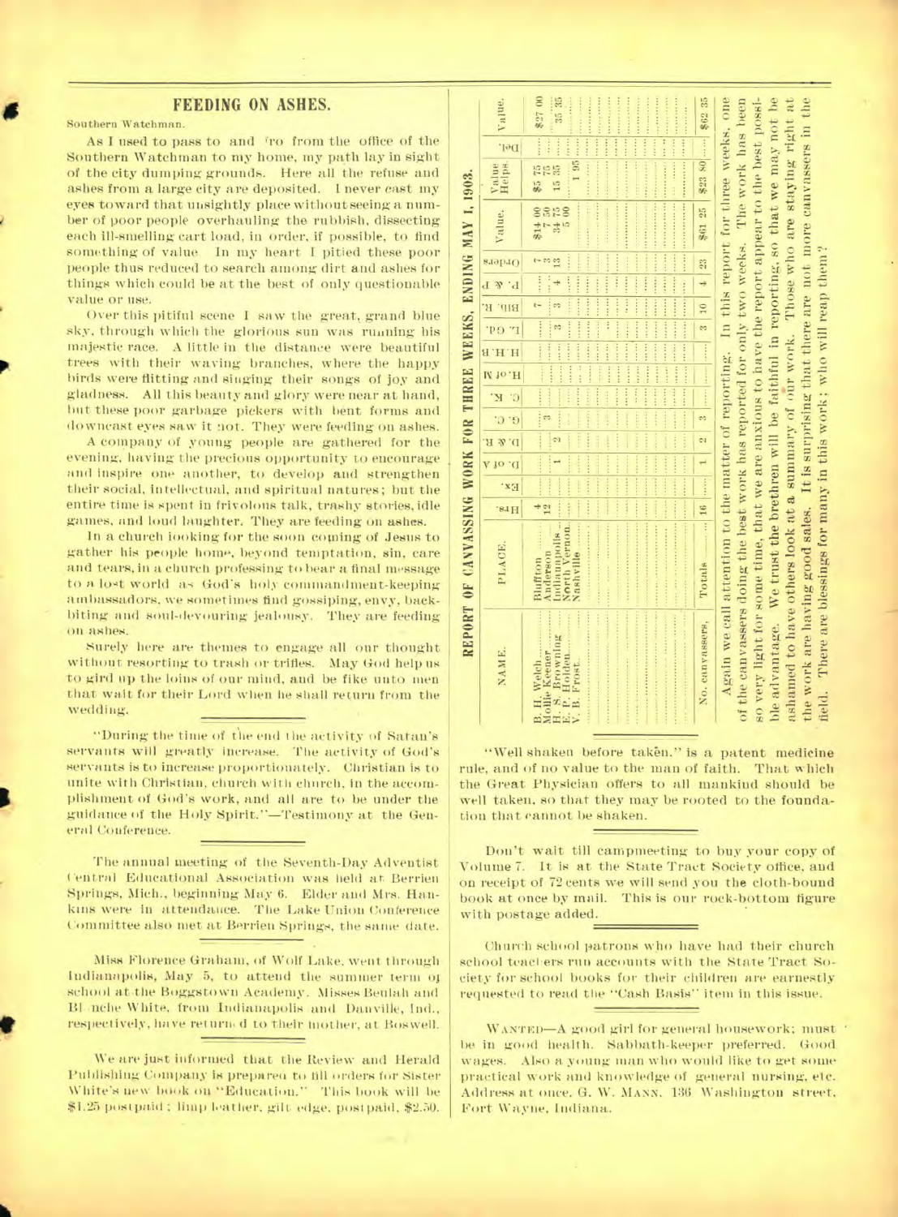## FEEDING ON ASHES.

Southern Watchman.

As I used to pass to and fro from the office of the Southern Watchman to my home, my path lay in sight of the city dumping grounds. Here all the refuse and ashes from a large city are deposited. I never cast my eyes toward that unsightly place without seeing a number of poor people overhauling the rubbish, dissecting each ill-smelling cart load, in order, if possible, to find something of value. In my heart I pitied these poor people thus reduced to search among dirt and ashes for things which could be at the best of only questionable value or use.

Over this pitiful scene I saw the great, grand blue sky, through which the glorious sun was running his majestic race. A little in the distance were beautiful trees with their waving branches, where the happy birds were flitting and singing their songs of joy and gladness. All this beauty and glory were near at hand, but these poor garbage pickers with bent forms and downcast eyes saw it not. They were feeding on ashes.

A company of young people are gathered for the evening, having the precious opportunity to encourage and inspire one another, to develop and strengthen their social, intellectual, and spiritual natures; but the entire time is spent in frivolous talk, trashy stories, idle games, and loud laughter. They are feeding on ashes.

In a church looking for the soon coming of Jesus to gather his people home, beyond temptation, sin, care and tears, in a church professing to bear a final message to a lost world as God's holy commandment-keeping ambassadors, we sometimes find gossiping, envy, backbiting and soul-devouring jealousy. They are feeding on ashes.

Surely here are themes to engage all our thought without resorting to trash or trifles. May God help us to gird up the loins of our mind, and be like unto men that wait for their Lord when he shall return from the wedding.

"During the time of the end the activity of Satan's servants will greatly increase. The activity of God's servants is to increase proportionately. Christian is to unite with Christian, church with church, in the accomplishment of God's work, and all are to be under the guidance of the Holy Spirit."—Testimony at the General Conference.

The annual meeting of the Seventh-Day Adventist Central Educational Association was held at Berrien Springs, Mich., beginning May 6. Elder and Mrs. Hankins were in attendance. The Lake Union Conference Committee also met at Berrien Springs, the same date.

Miss Florence Graham, of Wolf Lake, went through Indianapolis, May 5, to attend the summer term of school at the Boggstown Academy. Misses Beulah and Blanche White, from Indianapolis and Danville, Ind., respectively, have returned to their mother, at Boswell.

We are just informed that the Review and Herald Publishing Company is prepared to fill orders for Sister White's new book on "Education." This book will be $1.25 postpaid; limp leather, gilt edge, postpaid, $2.50.

## REPORT OF CANVASSING WORK FOR THREE WEEKS, ENDING MAY 1, 1903.

| NAME. | PLACE. | Hrs. | Ex. | C. of A | D. & R. | G. C. | C. K. | H. of M | H. H. | L. Gd. | Bib. R. | P. & P. | Orders | Value. | Value Helps. | Del. | Value. |
|---|---|---|---|---|---|---|---|---|---|---|---|---|---|---|---|---|---|
| B. H. Welch | Bluffton | 4 | | | | | | | | | 7 | | 7 | $14 00 | $5 75 | | $27 00 |
| Mollie Keener | Anderson | 12 | | | | 3 | | | | | | | 3 | 7 50 | | | |
| H. S. Browning | Indianapolis | | | 1 | 2 | | | | | 3 | 3 | 4 | 13 | 34 75 | 15 75 | | 35 35 |
| E. P. Holden | North Vernon | | | | | | | | | | | | | 5 00 | 1 95 | | |
| V. B. Frost | Nashville | | | | | | | | | | | | | | | | |
| No. canvassers, | Totals | 16 | | 1 | 2 | 3 | | | | 3 | 10 | 4 | 23 | $61 25 | $23 80 | | $62 35 |

Again we call attention to the matter of reporting. In this report for three weeks, one of the canvassers doing the best work has reported for only two weeks. The work has been so very light for some time, that we are anxious to have the report appear to the best possible advantage. We trust the brethren will be faithful in reporting, so that we may not be ashamed to have others look at a summary of our work. Those who are staying right at the work are having good sales. It is surprising that there are not more canvassers in the field. There are blessings for many in this work; who will reap them?

"Well shaken before taken," is a patent medicine rule, and of no value to the man of faith. That which the Great Physician offers to all mankind should be well taken, so that they may be rooted to the foundation that cannot be shaken.

Don't wait till campmeeting to buy your copy of Volume 7. It is at the State Tract Society office, and on receipt of 72 cents we will send you the cloth-bound book at once by mail. This is our rock-bottom figure with postage added.

Church school patrons who have had their church school teachers run accounts with the State Tract Society for school books for their children are earnestly requested to read the "Cash Basis" item in this issue.

WANTED—A good girl for general housework; must be in good health. Sabbath-keeper preferred. Good wages. Also a young man who would like to get some practical work and knowledge of general nursing, etc. Address at once. G. W. MANN, 136 Washington street, Fort Wayne, Indiana.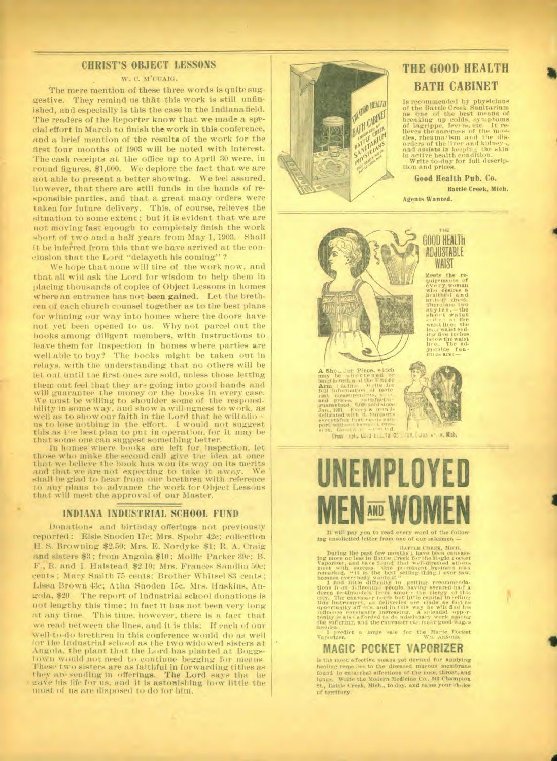## CHRIST'S OBJECT LESSONS

W. C. M'CUAIG.

The mere mention of these three words is quite suggestive. They remind us that this work is still unfinished, and especially is this the case in the Indiana field. The readers of the Reporter know that we made a special effort in March to finish the work in this conference, and a brief mention of the results of the work for the first four months of 1903 will be noted with interest. The cash receipts at the office up to April 30 were, in round figures, $1,000. We deplore the fact that we are not able to present a better showing. We feel assured, however, that there are still funds in the hands of responsible parties, and that a great many orders were taken for future delivery. This, of course, relieves the situation to some extent; but it is evident that we are not moving fast enough to completely finish the work short of two and a half years from May 1, 1903. Shall it be inferred from this that we have arrived at the conclusion that the Lord "delayeth his coming"?

We hope that none will tire of the work now, and that all will ask the Lord for wisdom to help them in placing thousands of copies of Object Lessons in homes where an entrance has not been gained. Let the brethren of each church counsel together as to the best plans for winning our way into homes where the doors have not yet been opened to us. Why not parcel out the books among diligent members, with instructions to leave them for inspection in homes where parties are well able to buy? The books might be taken out in relays, with the understanding that no others will be let out until the first ones are sold, unless those letting them out feel that they are going into good hands and will guarantee the money or the books in every case. We must be willing to shoulder some of the responsibility in some way, and show a willingness to work, as well as to show our faith in the Lord that he will allow us to lose nothing in the effort. I would not suggest this as the best plan to put in operation, for it may be that some one can suggest something better.

In homes where books are left for inspection, let those who make the second call give the idea at once that we believe the book has won its way on its merits and that we are not expecting to take it away. We shall be glad to hear from our brethren with reference to any plans to advance the work for Object Lessons that will meet the approval of our Master.

## INDIANA INDUSTRIAL SCHOOL FUND

Donations and birthday offerings not previously reported: Elsie Snoden 17c; Mrs. Spohr 42c; collection H. S. Browning $2.50; Mrs. E. Nordyke $1; R. A. Craig and sisters $3; from Angola $10; Mollie Parker 39c; B. F., R. and I. Halstead $2.10; Mrs. Frances Sandlin 50c; cents; Mary Smith 75 cents; Brother Whitsel 83 cents; Lissa Brown 43c; Atha Snoden 15c. Mrs. Haskins, Angola, $20. The report of Industrial school donations is not lengthy this time; in fact it has not been very long at any time. This time, however, there is a fact that we read between the lines, and it is this: If each of our well-to-do brethren in this conference would do as well for the Industrial school as the two widowed sisters at Angola, the plant that the Lord has planted at Boggstown would not need to continue begging for means. These two sisters are as faithful in forwarding tithes as they are sending in offerings. The Lord says that he gave his life for us, and it is astonishing how little the most of us are disposed to do for him.

## THE GOOD HEALTH BATH CABINET

Is recommended by physicians of the Battle Creek Sanitarium as one of the best means of breaking up colds, symptoms of lagrippe, fevers, etc. It relieves the soreness of the muscles, rheumatism and the disorders of the liver and kidneys, and assists in keeping the skin in active health condition.

Write to-day for full description and prices.

**Good Health Pub. Co.**
**Battle Creek, Mich.**

**Agents Wanted.**

## THE GOOD HEALTH ADJUSTABLE WAIST

Meets the requirements of every woman who desires a healthful and artistic dress. There are two styles,—the short waist ending at the waist-line; the long waist ending five inches below the waist line. The adjustable features are:—

A Shoulder Piece, which may be shortened or lengthened, and the Under Arm Lacing. Write for full information of material, measurements, sizes, and prices. Satisfaction guaranteed. 2,000 sold since Jan., 1901. Every woman is delighted with it. Supports everything that needs support without harmful pressure. Good agents wanted.

Dress Dept., GOOD HEALTH CO., Battle Creek, Mich.

# UNEMPLOYED MEN AND WOMEN

It will pay you to read every word of the following unsolicited letter from one of our salesmen:—

BATTLE CREEK, MICH.

During the past few months I have been canvassing more or less in Battle Creek for the Magic Pocket Vaporizer, and have found that well-directed efforts meet with success. One prominent business man remarked, "It is the best selling thing I ever saw, because everybody wants it."

I find little difficulty in getting recommendations from influential people, having secured half a dozen testimonials from among the clergy of this city. The canvasser needs but little capital in selling this instrument, as deliveries are made as fast as opportunity affords, and in this way he will find his influence constantly increasing. A splendid opportunity is also afforded to do missionary work among the suffering, and the canvasser can make good wages besides.

I predict a large sale for the Magic Pocket Vaporizer. WM. ARNOLD.

## MAGIC POCKET VAPORIZER

is the most effective means yet devised for applying healing remedies to the diseased mucous membrane found in catarrhal affections of the nose, throat, and lungs. Write the Modern Medicine Co., 242 Champion St., Battle Creek, Mich., to-day, and name your choice of territory.